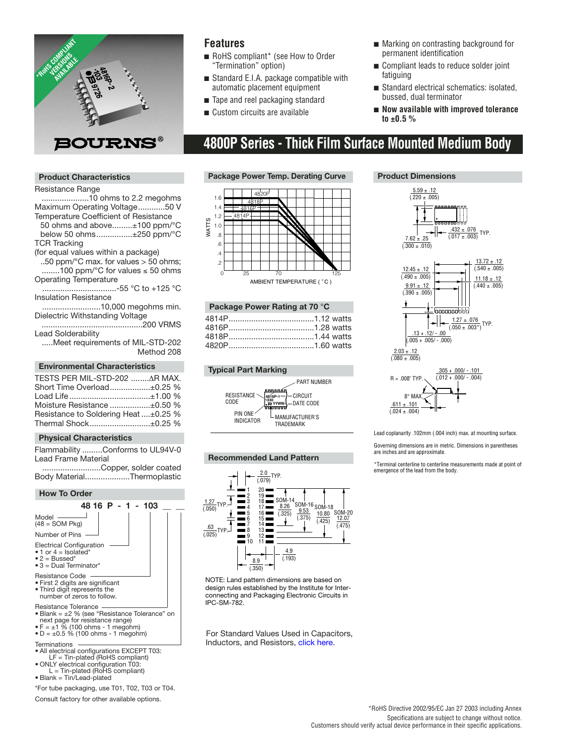# 4800P Series - Thick Film Surface Mounted Medium Body

## Features

- RoHS compliant* (see How to Order "Termination" option)
- Standard E.I.A. package compatible with automatic placement equipment
- Tape and reel packaging standard
- Custom circuits are available
- Marking on contrasting background for permanent identification
- Compliant leads to reduce solder joint fatiguing
- Standard electrical schematics: isolated, bussed, dual terminator
- **Now available with improved tolerance to ±0.5 %**

## Product Characteristics

Resistance Range
.....................10 ohms to 2.2 megohms

Maximum Operating Voltage............50 V

Temperature Coefficient of Resistance
- 50 ohms and above.........±100 ppm/°C
- below 50 ohms................±250 ppm/°C

TCR Tracking
(for equal values within a package)
..50 ppm/°C max. for values > 50 ohms;
........100 ppm/°C for values ≤ 50 ohms

Operating Temperature
.................................-55 °C to +125 °C

Insulation Resistance
..........................10,000 megohms min.

Dielectric Withstanding Voltage
.............................................200 VRMS

Lead Solderability
.....Meet requirements of MIL-STD-202 Method 208

## Environmental Characteristics

TESTS PER MIL-STD-202 ........ΔR MAX.

| Test | ΔR MAX. |
|---|---|
| Short Time Overload | ±0.25 % |
| Load Life | ±1.00 % |
| Moisture Resistance | ±0.50 % |
| Resistance to Soldering Heat | ±0.25 % |
| Thermal Shock | ±0.25 % |

## Physical Characteristics

Flammability .........Conforms to UL94V-0

Lead Frame Material
..........................Copper, solder coated

Body Material....................Thermoplastic

## How To Order

48 16 P - 1 - 103 __ __

Model
(48 = SOM Pkg)

Number of Pins

Electrical Configuration
- 1 or 4 = Isolated*
- 2 = Bussed*
- 3 = Dual Terminator*

Resistance Code
- First 2 digits are significant
- Third digit represents the number of zeros to follow.

Resistance Tolerance
- Blank = ±2 % (see "Resistance Tolerance" on next page for resistance range)
- F = ±1 % (100 ohms - 1 megohm)
- D = ±0.5 % (100 ohms - 1 megohm)

Terminations
- All electrical configurations EXCEPT T03:
  LF = Tin-plated (RoHS compliant)
- ONLY electrical configuration T03:
  L = Tin-plated (RoHS compliant)
- Blank = Tin/Lead-plated

*For tube packaging, use T01, T02, T03 or T04.

Consult factory for other available options.

## Package Power Temp. Derating Curve

(WATTS vs. AMBIENT TEMPERATURE (°C); curves for 4820P, 4818P, 4816P, 4814P; axis values 0, 25, 70, 125; .2 to 1.6 W)

## Package Power Rating at 70 °C

| Model | Rating |
|---|---|
| 4814P | 1.12 watts |
| 4816P | 1.28 watts |
| 4818P | 1.44 watts |
| 4820P | 1.60 watts |

## Typical Part Marking

RESISTANCE CODE, PART NUMBER, CIRCUIT, DATE CODE, PIN ONE INDICATOR, MANUFACTURER'S TRADEMARK

## Recommended Land Pattern

2.0 (.079) TYP.; 1.27 (.050) TYP.; .63 (.025) TYP.; SOM-14 8.26 (.325); SOM-16 9.53 (.375); SOM-18 10.80 (.425); SOM-20 12.07 (.475); 4.9 (.193); 8.9 (.350)

NOTE: Land pattern dimensions are based on design rules established by the Institute for Interconnecting and Packaging Electronic Circuits in IPC-SM-782.

For Standard Values Used in Capacitors, Inductors, and Resistors, click here.

## Product Dimensions

5.59 ± .12 (.220 ± .005); 7.62 ± .25 (.300 ± .010); .432 ± .076 (.017 ± .003) TYP.; 12.45 ± .12 (.490 ± .005); 9.91 ± .12 (.390 ± .005); 13.72 ± .12 (.540 ± .005); 11.18 ± .12 (.440 ± .005); 1.27 ± .076 (.050 ± .003*) TYP.; .13 + .12/ - .00 (.005 + .005/ - .000); 2.03 ± .12 (.080 ± .005); R = .008" TYP.; .305 + .000/ - .101 (.012 + .000/ - .004); 8° MAX.; .611 ± .101 (.024 ± .004)

Lead coplanarity .102mm (.004 inch) max. at mounting surface.

Governing dimensions are in metric. Dimensions in parentheses are inches and are approximate.

*Terminal centerline to centerline measurements made at point of emergence of the lead from the body.

*RoHS Directive 2002/95/EC Jan 27 2003 including Annex

Specifications are subject to change without notice.
Customers should verify actual device performance in their specific applications.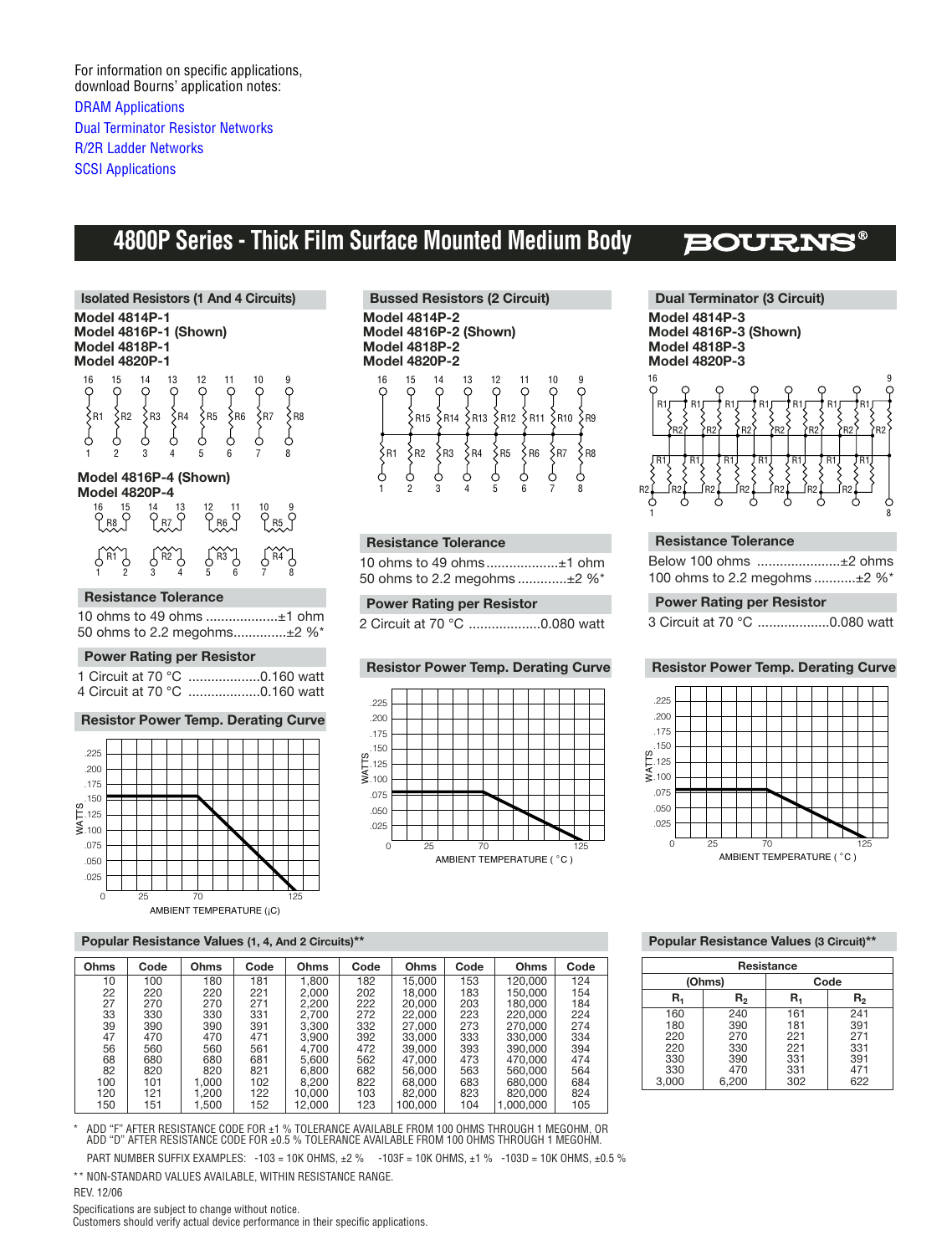For information on specific applications, download Bourns' application notes:

DRAM Applications
Dual Terminator Resistor Networks
R/2R Ladder Networks
SCSI Applications

# 4800P Series - Thick Film Surface Mounted Medium Body

## Isolated Resistors (1 And 4 Circuits)

**Model 4814P-1**
**Model 4816P-1 (Shown)**
**Model 4818P-1**
**Model 4820P-1**

**Model 4816P-4 (Shown)**
**Model 4820P-4**

### Resistance Tolerance

10 ohms to 49 ohms ...................±1 ohm
50 ohms to 2.2 megohms..............±2 %*

### Power Rating per Resistor

1 Circuit at 70 °C ...................0.160 watt
4 Circuit at 70 °C ...................0.160 watt

### Resistor Power Temp. Derating Curve

## Bussed Resistors (2 Circuit)

**Model 4814P-2**
**Model 4816P-2 (Shown)**
**Model 4818P-2**
**Model 4820P-2**

### Resistance Tolerance

10 ohms to 49 ohms ...................±1 ohm
50 ohms to 2.2 megohms .............±2 %*

### Power Rating per Resistor

2 Circuit at 70 °C ...................0.080 watt

### Resistor Power Temp. Derating Curve

## Dual Terminator (3 Circuit)

**Model 4814P-3**
**Model 4816P-3 (Shown)**
**Model 4818P-3**
**Model 4820P-3**

### Resistance Tolerance

Below 100 ohms ......................±2 ohms
100 ohms to 2.2 megohms ...........±2 %*

### Power Rating per Resistor

3 Circuit at 70 °C ...................0.080 watt

### Resistor Power Temp. Derating Curve

## Popular Resistance Values (1, 4, And 2 Circuits)**

| Ohms | Code | Ohms | Code | Ohms | Code | Ohms | Code | Ohms | Code |
|---|---|---|---|---|---|---|---|---|---|
| 10 | 100 | 180 | 181 | 1,800 | 182 | 15,000 | 153 | 120,000 | 124 |
| 22 | 220 | 220 | 221 | 2,000 | 202 | 18,000 | 183 | 150,000 | 154 |
| 27 | 270 | 270 | 271 | 2,200 | 222 | 20,000 | 203 | 180,000 | 184 |
| 33 | 330 | 330 | 331 | 2,700 | 272 | 22,000 | 223 | 220,000 | 224 |
| 39 | 390 | 390 | 391 | 3,300 | 332 | 27,000 | 273 | 270,000 | 274 |
| 47 | 470 | 470 | 471 | 3,900 | 392 | 33,000 | 333 | 330,000 | 334 |
| 56 | 560 | 560 | 561 | 4,700 | 472 | 39,000 | 393 | 390,000 | 394 |
| 68 | 680 | 680 | 681 | 5,600 | 562 | 47,000 | 473 | 470,000 | 474 |
| 82 | 820 | 820 | 821 | 6,800 | 682 | 56,000 | 563 | 560,000 | 564 |
| 100 | 101 | 1,000 | 102 | 8,200 | 822 | 68,000 | 683 | 680,000 | 684 |
| 120 | 121 | 1,200 | 122 | 10,000 | 103 | 82,000 | 823 | 820,000 | 824 |
| 150 | 151 | 1,500 | 152 | 12,000 | 123 | 100,000 | 104 | 1,000,000 | 105 |

## Popular Resistance Values (3 Circuit)**

| Resistance | | | |
|---|---|---|---|
| (Ohms) | | Code | |
| $R_1$ | $R_2$ | $R_1$ | $R_2$ |
| 160 | 240 | 161 | 241 |
| 180 | 390 | 181 | 391 |
| 220 | 270 | 221 | 271 |
| 220 | 330 | 221 | 331 |
| 330 | 390 | 331 | 391 |
| 330 | 470 | 331 | 471 |
| 3,000 | 6,200 | 302 | 622 |

\* ADD "F" AFTER RESISTANCE CODE FOR ±1 % TOLERANCE AVAILABLE FROM 100 OHMS THROUGH 1 MEGOHM, OR ADD "D" AFTER RESISTANCE CODE FOR ±0.5 % TOLERANCE AVAILABLE FROM 100 OHMS THROUGH 1 MEGOHM.

PART NUMBER SUFFIX EXAMPLES: -103 = 10K OHMS, ±2 % -103F = 10K OHMS, ±1 % -103D = 10K OHMS, ±0.5 %

** NON-STANDARD VALUES AVAILABLE, WITHIN RESISTANCE RANGE.

REV. 12/06

Specifications are subject to change without notice.
Customers should verify actual device performance in their specific applications.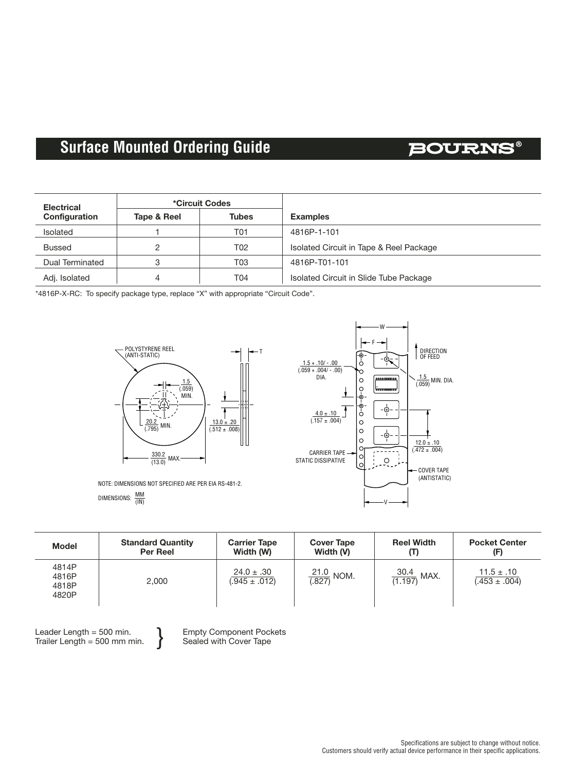## Surface Mounted Ordering Guide

| Electrical Configuration | *Circuit Codes | | Examples |
|---|---|---|---|
| | Tape & Reel | Tubes | |
| Isolated | 1 | T01 | 4816P-1-101 |
| Bussed | 2 | T02 | Isolated Circuit in Tape & Reel Package |
| Dual Terminated | 3 | T03 | 4816P-T01-101 |
| Adj. Isolated | 4 | T04 | Isolated Circuit in Slide Tube Package |

*4816P-X-RC: To specify package type, replace "X" with appropriate "Circuit Code".

POLYSTYRENE REEL (ANTI-STATIC)

1.5 (.059) MIN.

20.2 (.795) MIN.

13.0 ± .20 (.512 ± .008)

330.2 (13.0) MAX.

T

NOTE: DIMENSIONS NOT SPECIFIED ARE PER EIA RS-481-2.

DIMENSIONS: MM (IN)

W

F

DIRECTION OF FEED

1.5 + .10/ - .00 (.059 + .004/ - .00) DIA.

1.5 (.059) MIN. DIA.

4.0 ± .10 (.157 ± .004)

12.0 ± .10 (.472 ± .004)

CARRIER TAPE STATIC DISSIPATIVE

COVER TAPE (ANTISTATIC)

V

| Model | Standard Quantity Per Reel | Carrier Tape Width (W) | Cover Tape Width (V) | Reel Width (T) | Pocket Center (F) |
|---|---|---|---|---|---|
| 4814P<br>4816P<br>4818P<br>4820P | 2,000 | 24.0 ± .30<br>(.945 ± .012) | 21.0<br>(.827) NOM. | 30.4<br>(1.197) MAX. | 11.5 ± .10<br>(.453 ± .004) |

Leader Length = 500 min.
Trailer Length = 500 mm min.
} Empty Component Pockets Sealed with Cover Tape

Specifications are subject to change without notice.
Customers should verify actual device performance in their specific applications.